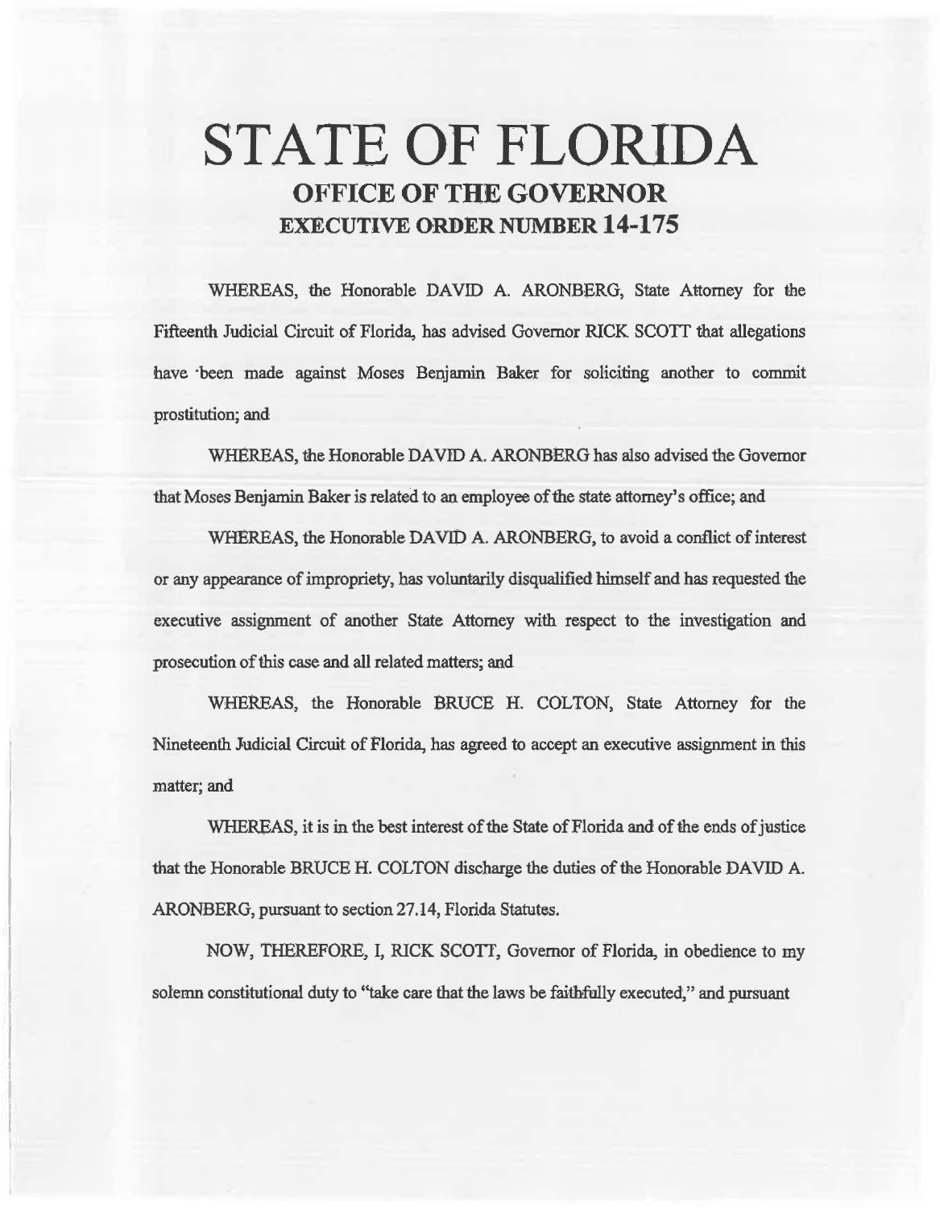# STATE OF FLORIDA

## OFFICE OF THE GOVERNOR

## EXECUTIVE ORDER NUMBER 14-175

WHEREAS, the Honorable DAVID A. ARONBERG, State Attorney for the Fifteenth Judicial Circuit of Florida, has advised Governor RICK SCOTT that allegations have been made against Moses Benjamin Baker for soliciting another to commit prostitution; and

WHEREAS, the Honorable DAVID A. ARONBERG has also advised the Governor that Moses Benjamin Baker is related to an employee of the state attorney's office; and

WHEREAS, the Honorable DAVID A. ARONBERG, to avoid a conflict of interest or any appearance of impropriety, has voluntarily disqualified himself and has requested the executive assignment of another State Attorney with respect to the investigation and prosecution of this case and all related matters; and

WHEREAS, the Honorable BRUCE H. COLTON, State Attorney for the Nineteenth Judicial Circuit of Florida, has agreed to accept an executive assignment in this matter; and

WHEREAS, it is in the best interest of the State of Florida and of the ends of justice that the Honorable BRUCE H. COLTON discharge the duties of the Honorable DAVID A. ARONBERG, pursuant to section 27.14, Florida Statutes.

NOW, THEREFORE, I, RICK SCOTT, Governor of Florida, in obedience to my solemn constitutional duty to "take care that the laws be faithfully executed," and pursuant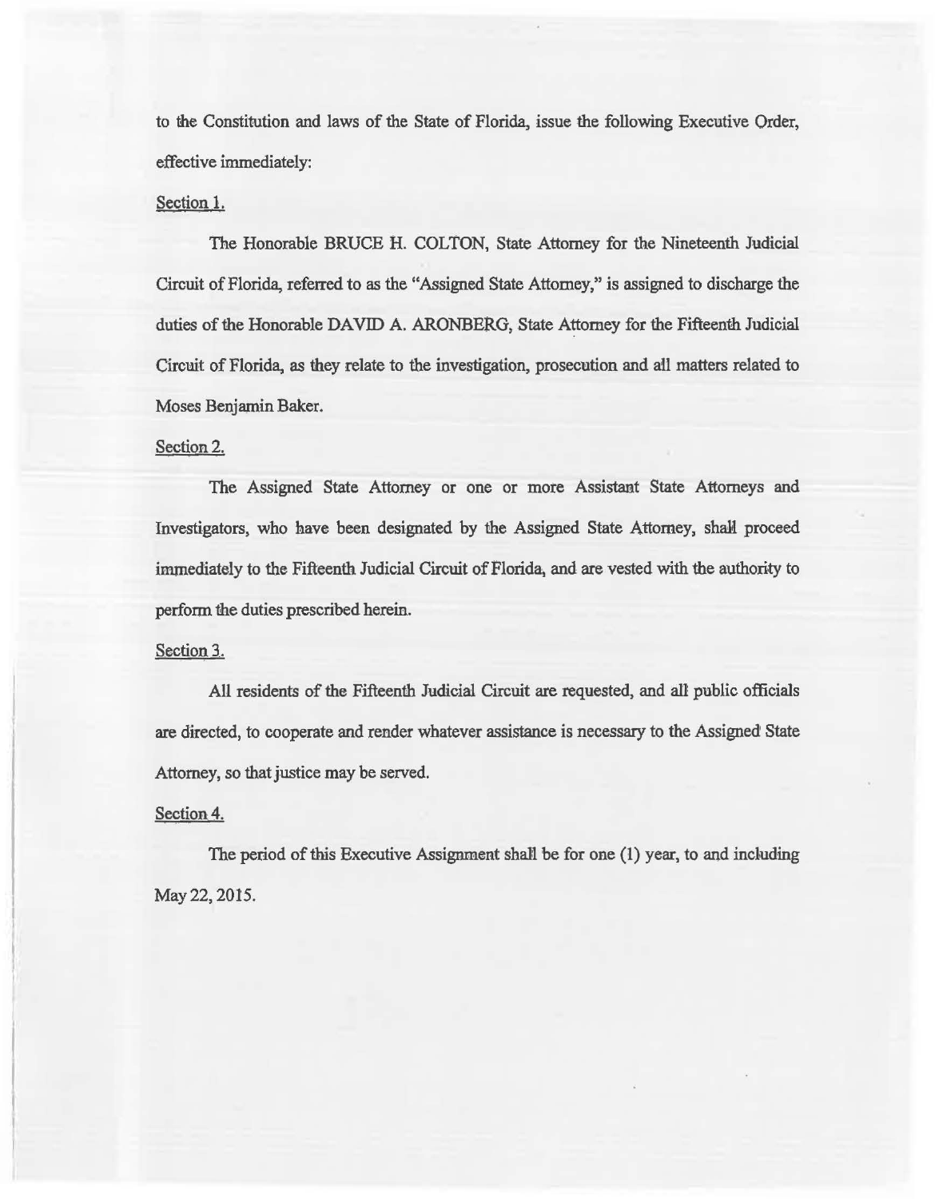to the Constitution and laws of the State of Florida, issue the following Executive Order, effective immediately:

Section 1.

The Honorable BRUCE H. COLTON, State Attorney for the Nineteenth Judicial Circuit of Florida, referred to as the "Assigned State Attorney," is assigned to discharge the duties of the Honorable DAVID A. ARONBERG, State Attorney for the Fifteenth Judicial Circuit of Florida, as they relate to the investigation, prosecution and all matters related to Moses Benjamin Baker.

Section 2.

The Assigned State Attorney or one or more Assistant State Attorneys and Investigators, who have been designated by the Assigned State Attorney, shall proceed immediately to the Fifteenth Judicial Circuit of Florida, and are vested with the authority to perform the duties prescribed herein.

Section 3.

All residents of the Fifteenth Judicial Circuit are requested, and all public officials are directed, to cooperate and render whatever assistance is necessary to the Assigned State Attorney, so that justice may be served.

Section 4.

The period of this Executive Assignment shall be for one (1) year, to and including May 22, 2015.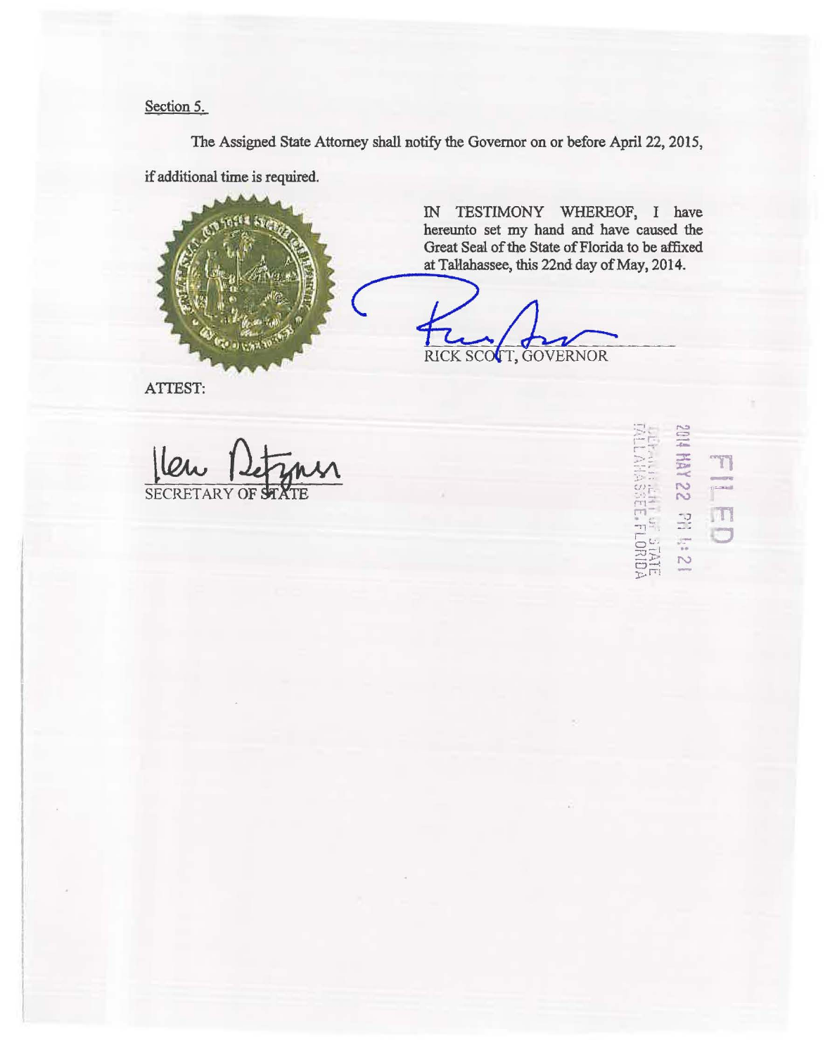Section 5.

The Assigned State Attorney shall notify the Governor on or before April 22, 2015, if additional time is required.

IN TESTIMONY WHEREOF, I have hereunto set my hand and have caused the Great Seal of the State of Florida to be affixed at Tallahassee, this 22nd day of May, 2014.

RICK SCOTT, GOVERNOR

ATTEST:

SECRETARY OF STATE

FILED

2014 MAY 22 PM 4:21

DEPARTMENT OF STATE
TALLAHASSEE, FLORIDA